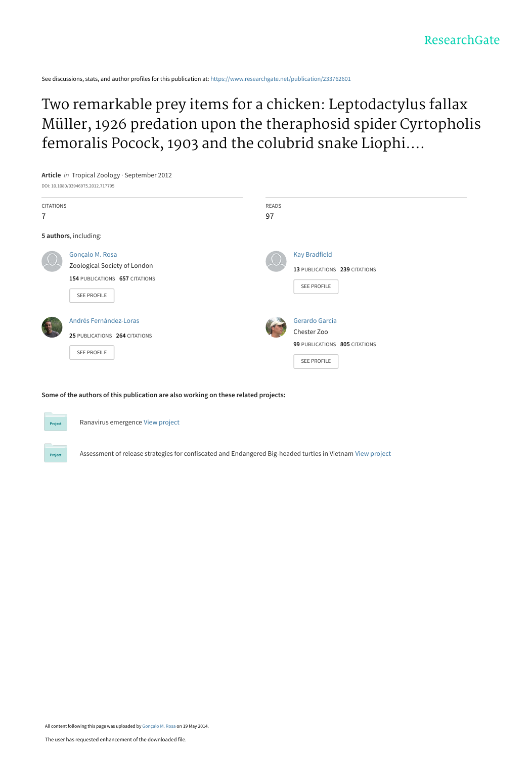ResearchGate

See discussions, stats, and author profiles for this publication at: https://www.researchgate.net/publication/233762601

# Two remarkable prey items for a chicken: Leptodactylus fallax Müller, 1926 predation upon the theraphosid spider Cyrtopholis femoralis Pocock, 1903 and the colubrid snake Liophi....

**Article** *in* Tropical Zoology · September 2012

DOI: 10.1080/03946975.2012.717795

CITATIONS
7

READS
97

**5 authors**, including:

Gonçalo M. Rosa
Zoological Society of London
**154** PUBLICATIONS **657** CITATIONS
SEE PROFILE

Kay Bradfield
**13** PUBLICATIONS **239** CITATIONS
SEE PROFILE

Andrés Fernández-Loras
**25** PUBLICATIONS **264** CITATIONS
SEE PROFILE

Gerardo Garcia
Chester Zoo
**99** PUBLICATIONS **805** CITATIONS
SEE PROFILE

**Some of the authors of this publication are also working on these related projects:**

Ranavirus emergence View project

Assessment of release strategies for confiscated and Endangered Big-headed turtles in Vietnam View project

All content following this page was uploaded by Gonçalo M. Rosa on 19 May 2014.

The user has requested enhancement of the downloaded file.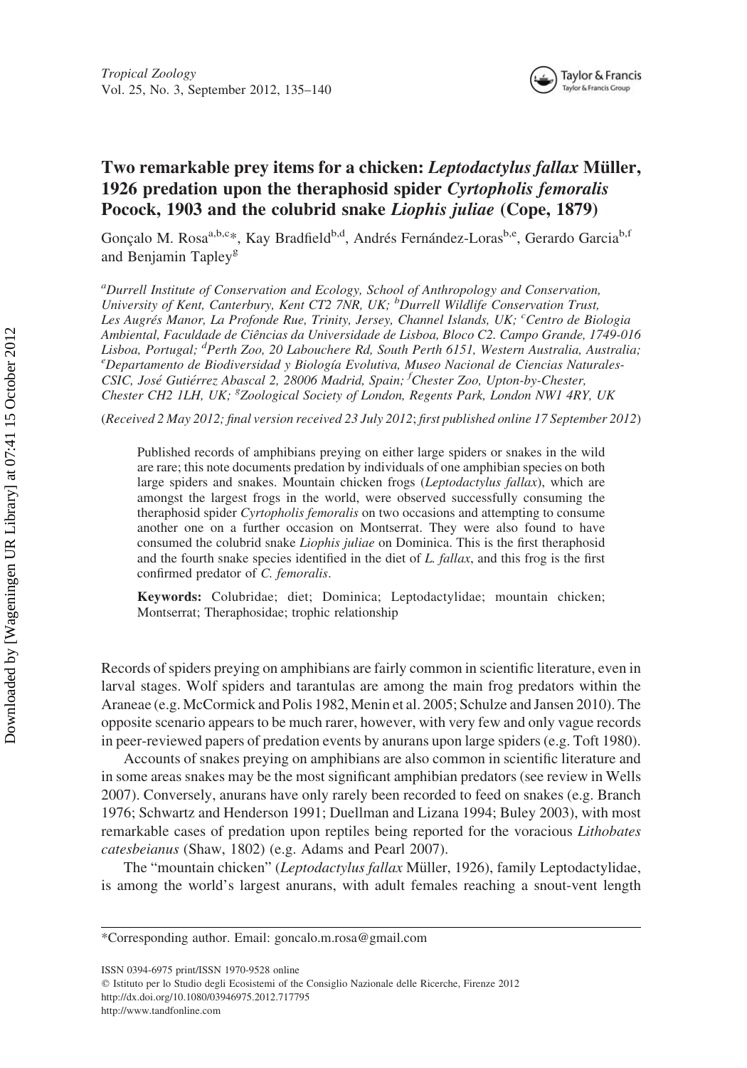# Two remarkable prey items for a chicken: *Leptodactylus fallax* Müller, 1926 predation upon the theraphosid spider *Cyrtopholis femoralis* Pocock, 1903 and the colubrid snake *Liophis juliae* (Cope, 1879)

Gonçalo M. Rosa[a,b,c]*, Kay Bradfield[b,d], Andrés Fernández-Loras[b,e], Gerardo Garcia[b,f] and Benjamin Tapley[g]

[a]*Durrell Institute of Conservation and Ecology, School of Anthropology and Conservation, University of Kent, Canterbury, Kent CT2 7NR, UK;* [b]*Durrell Wildlife Conservation Trust, Les Augrés Manor, La Profonde Rue, Trinity, Jersey, Channel Islands, UK;* [c]*Centro de Biologia Ambiental, Faculdade de Ciências da Universidade de Lisboa, Bloco C2. Campo Grande, 1749-016 Lisboa, Portugal;* [d]*Perth Zoo, 20 Labouchere Rd, South Perth 6151, Western Australia, Australia;* [e]*Departamento de Biodiversidad y Biología Evolutiva, Museo Nacional de Ciencias Naturales-CSIC, José Gutiérrez Abascal 2, 28006 Madrid, Spain;* [f]*Chester Zoo, Upton-by-Chester, Chester CH2 1LH, UK;* [g]*Zoological Society of London, Regents Park, London NW1 4RY, UK*

(*Received 2 May 2012; final version received 23 July 2012; first published online 17 September 2012*)

Published records of amphibians preying on either large spiders or snakes in the wild are rare; this note documents predation by individuals of one amphibian species on both large spiders and snakes. Mountain chicken frogs (*Leptodactylus fallax*), which are amongst the largest frogs in the world, were observed successfully consuming the theraphosid spider *Cyrtopholis femoralis* on two occasions and attempting to consume another one on a further occasion on Montserrat. They were also found to have consumed the colubrid snake *Liophis juliae* on Dominica. This is the first theraphosid and the fourth snake species identified in the diet of *L. fallax*, and this frog is the first confirmed predator of *C. femoralis*.

**Keywords:** Colubridae; diet; Dominica; Leptodactylidae; mountain chicken; Montserrat; Theraphosidae; trophic relationship

Records of spiders preying on amphibians are fairly common in scientific literature, even in larval stages. Wolf spiders and tarantulas are among the main frog predators within the Araneae (e.g. McCormick and Polis 1982, Menin et al. 2005; Schulze and Jansen 2010). The opposite scenario appears to be much rarer, however, with very few and only vague records in peer-reviewed papers of predation events by anurans upon large spiders (e.g. Toft 1980).

Accounts of snakes preying on amphibians are also common in scientific literature and in some areas snakes may be the most significant amphibian predators (see review in Wells 2007). Conversely, anurans have only rarely been recorded to feed on snakes (e.g. Branch 1976; Schwartz and Henderson 1991; Duellman and Lizana 1994; Buley 2003), with most remarkable cases of predation upon reptiles being reported for the voracious *Lithobates catesbeianus* (Shaw, 1802) (e.g. Adams and Pearl 2007).

The "mountain chicken" (*Leptodactylus fallax* Müller, 1926), family Leptodactylidae, is among the world's largest anurans, with adult females reaching a snout-vent length

*Corresponding author. Email: goncalo.m.rosa@gmail.com

ISSN 0394-6975 print/ISSN 1970-9528 online
© Istituto per lo Studio degli Ecosistemi of the Consiglio Nazionale delle Ricerche, Firenze 2012
http://dx.doi.org/10.1080/03946975.2012.717795
http://www.tandfonline.com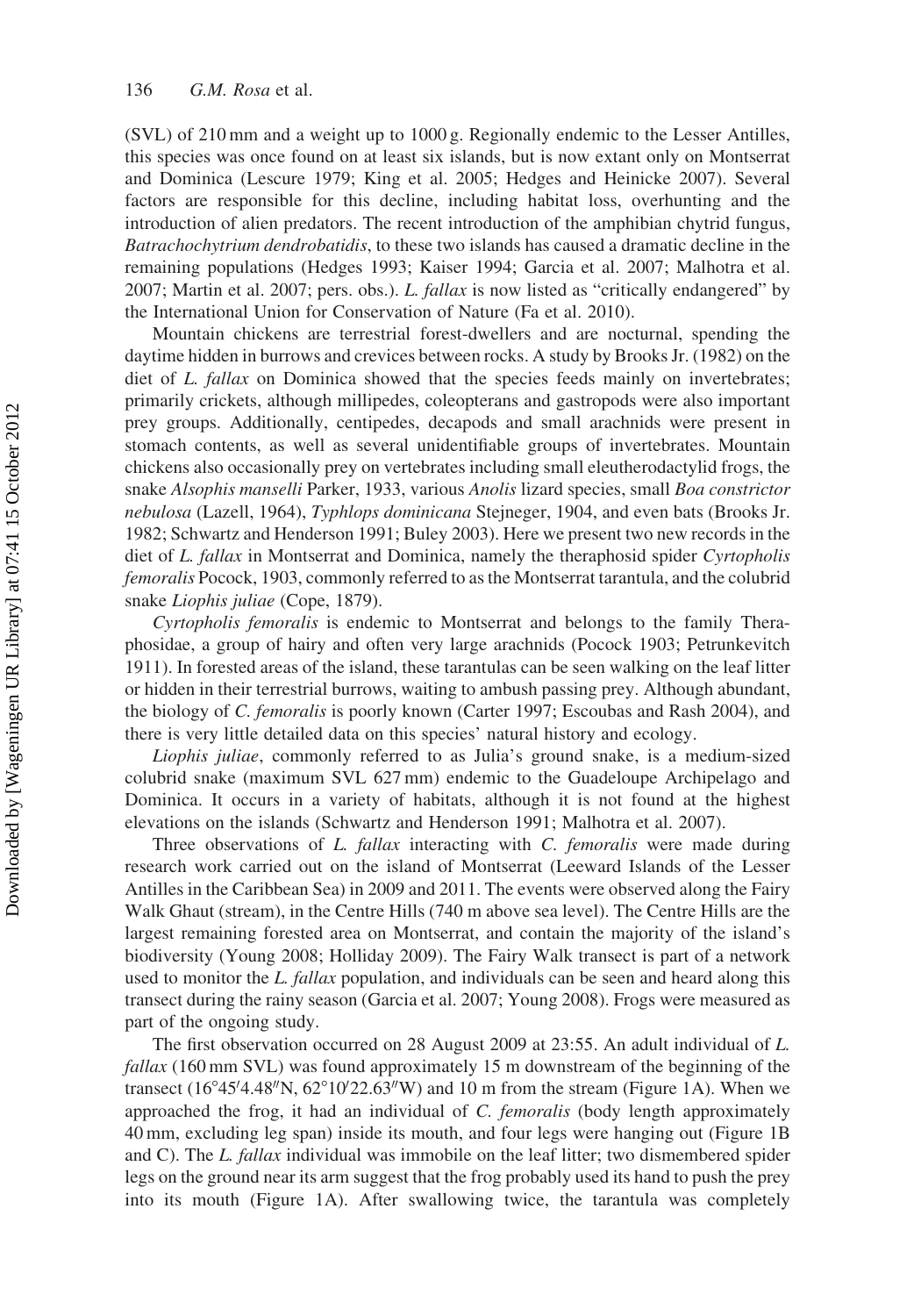(SVL) of 210 mm and a weight up to 1000 g. Regionally endemic to the Lesser Antilles, this species was once found on at least six islands, but is now extant only on Montserrat and Dominica (Lescure 1979; King et al. 2005; Hedges and Heinicke 2007). Several factors are responsible for this decline, including habitat loss, overhunting and the introduction of alien predators. The recent introduction of the amphibian chytrid fungus, *Batrachochytrium dendrobatidis*, to these two islands has caused a dramatic decline in the remaining populations (Hedges 1993; Kaiser 1994; Garcia et al. 2007; Malhotra et al. 2007; Martin et al. 2007; pers. obs.). *L. fallax* is now listed as "critically endangered" by the International Union for Conservation of Nature (Fa et al. 2010).

Mountain chickens are terrestrial forest-dwellers and are nocturnal, spending the daytime hidden in burrows and crevices between rocks. A study by Brooks Jr. (1982) on the diet of *L. fallax* on Dominica showed that the species feeds mainly on invertebrates; primarily crickets, although millipedes, coleopterans and gastropods were also important prey groups. Additionally, centipedes, decapods and small arachnids were present in stomach contents, as well as several unidentifiable groups of invertebrates. Mountain chickens also occasionally prey on vertebrates including small eleutherodactylid frogs, the snake *Alsophis manselli* Parker, 1933, various *Anolis* lizard species, small *Boa constrictor nebulosa* (Lazell, 1964), *Typhlops dominicana* Stejneger, 1904, and even bats (Brooks Jr. 1982; Schwartz and Henderson 1991; Buley 2003). Here we present two new records in the diet of *L. fallax* in Montserrat and Dominica, namely the theraphosid spider *Cyrtopholis femoralis* Pocock, 1903, commonly referred to as the Montserrat tarantula, and the colubrid snake *Liophis juliae* (Cope, 1879).

*Cyrtopholis femoralis* is endemic to Montserrat and belongs to the family Theraphosidae, a group of hairy and often very large arachnids (Pocock 1903; Petrunkevitch 1911). In forested areas of the island, these tarantulas can be seen walking on the leaf litter or hidden in their terrestrial burrows, waiting to ambush passing prey. Although abundant, the biology of *C. femoralis* is poorly known (Carter 1997; Escoubas and Rash 2004), and there is very little detailed data on this species' natural history and ecology.

*Liophis juliae*, commonly referred to as Julia's ground snake, is a medium-sized colubrid snake (maximum SVL 627 mm) endemic to the Guadeloupe Archipelago and Dominica. It occurs in a variety of habitats, although it is not found at the highest elevations on the islands (Schwartz and Henderson 1991; Malhotra et al. 2007).

Three observations of *L. fallax* interacting with *C. femoralis* were made during research work carried out on the island of Montserrat (Leeward Islands of the Lesser Antilles in the Caribbean Sea) in 2009 and 2011. The events were observed along the Fairy Walk Ghaut (stream), in the Centre Hills (740 m above sea level). The Centre Hills are the largest remaining forested area on Montserrat, and contain the majority of the island's biodiversity (Young 2008; Holliday 2009). The Fairy Walk transect is part of a network used to monitor the *L. fallax* population, and individuals can be seen and heard along this transect during the rainy season (Garcia et al. 2007; Young 2008). Frogs were measured as part of the ongoing study.

The first observation occurred on 28 August 2009 at 23:55. An adult individual of *L. fallax* (160 mm SVL) was found approximately 15 m downstream of the beginning of the transect (16°45′4.48″N, 62°10′22.63″W) and 10 m from the stream (Figure 1A). When we approached the frog, it had an individual of *C. femoralis* (body length approximately 40 mm, excluding leg span) inside its mouth, and four legs were hanging out (Figure 1B and C). The *L. fallax* individual was immobile on the leaf litter; two dismembered spider legs on the ground near its arm suggest that the frog probably used its hand to push the prey into its mouth (Figure 1A). After swallowing twice, the tarantula was completely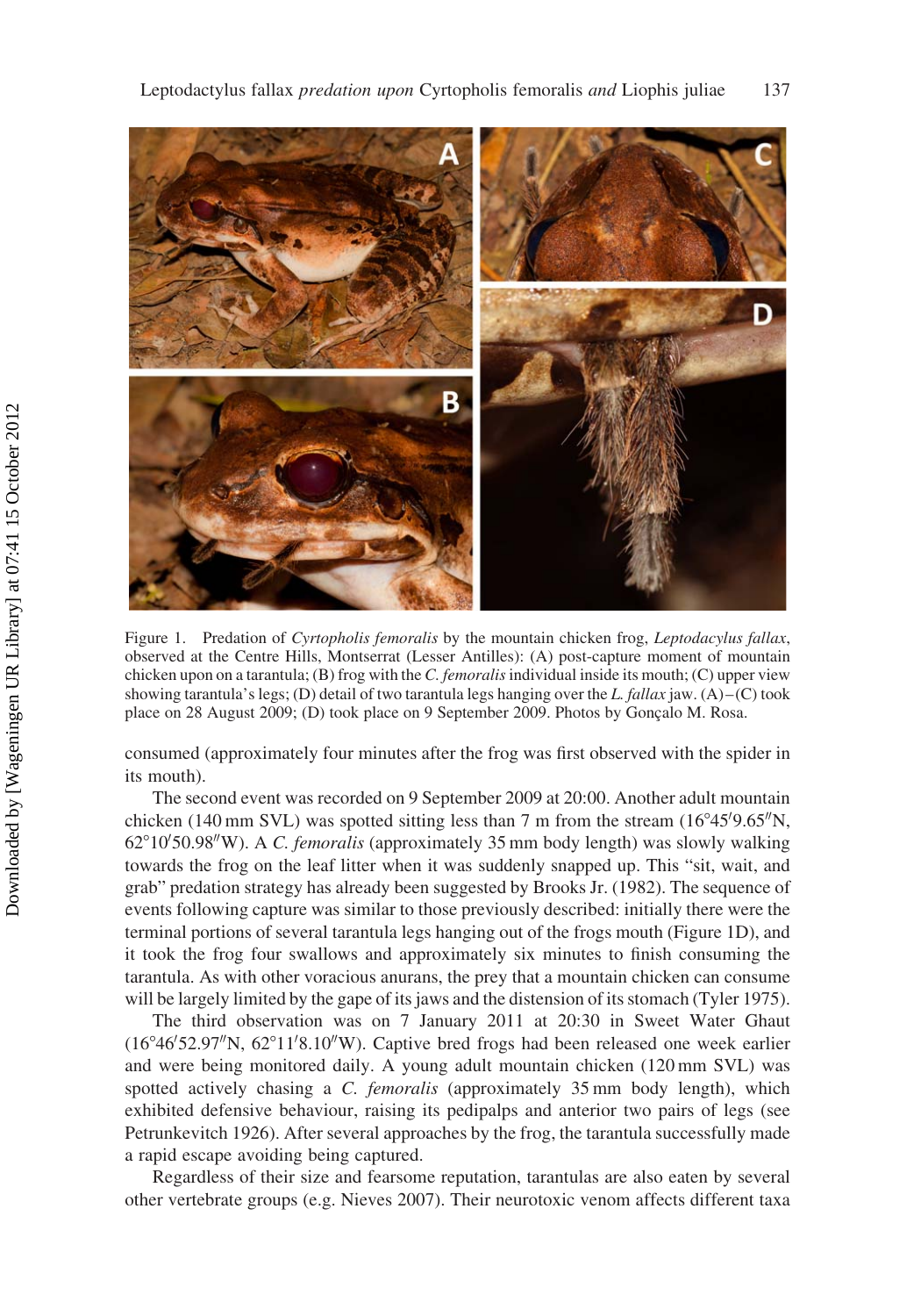Figure 1. Predation of *Cyrtopholis femoralis* by the mountain chicken frog, *Leptodacylus fallax*, observed at the Centre Hills, Montserrat (Lesser Antilles): (A) post-capture moment of mountain chicken upon on a tarantula; (B) frog with the *C. femoralis* individual inside its mouth; (C) upper view showing tarantula's legs; (D) detail of two tarantula legs hanging over the *L. fallax* jaw. (A)–(C) took place on 28 August 2009; (D) took place on 9 September 2009. Photos by Gonçalo M. Rosa.

consumed (approximately four minutes after the frog was first observed with the spider in its mouth).

The second event was recorded on 9 September 2009 at 20:00. Another adult mountain chicken (140 mm SVL) was spotted sitting less than 7 m from the stream (16°45′9.65″N, 62°10′50.98″W). A *C. femoralis* (approximately 35 mm body length) was slowly walking towards the frog on the leaf litter when it was suddenly snapped up. This "sit, wait, and grab" predation strategy has already been suggested by Brooks Jr. (1982). The sequence of events following capture was similar to those previously described: initially there were the terminal portions of several tarantula legs hanging out of the frogs mouth (Figure 1D), and it took the frog four swallows and approximately six minutes to finish consuming the tarantula. As with other voracious anurans, the prey that a mountain chicken can consume will be largely limited by the gape of its jaws and the distension of its stomach (Tyler 1975).

The third observation was on 7 January 2011 at 20:30 in Sweet Water Ghaut (16°46′52.97″N, 62°11′8.10″W). Captive bred frogs had been released one week earlier and were being monitored daily. A young adult mountain chicken (120 mm SVL) was spotted actively chasing a *C. femoralis* (approximately 35 mm body length), which exhibited defensive behaviour, raising its pedipalps and anterior two pairs of legs (see Petrunkevitch 1926). After several approaches by the frog, the tarantula successfully made a rapid escape avoiding being captured.

Regardless of their size and fearsome reputation, tarantulas are also eaten by several other vertebrate groups (e.g. Nieves 2007). Their neurotoxic venom affects different taxa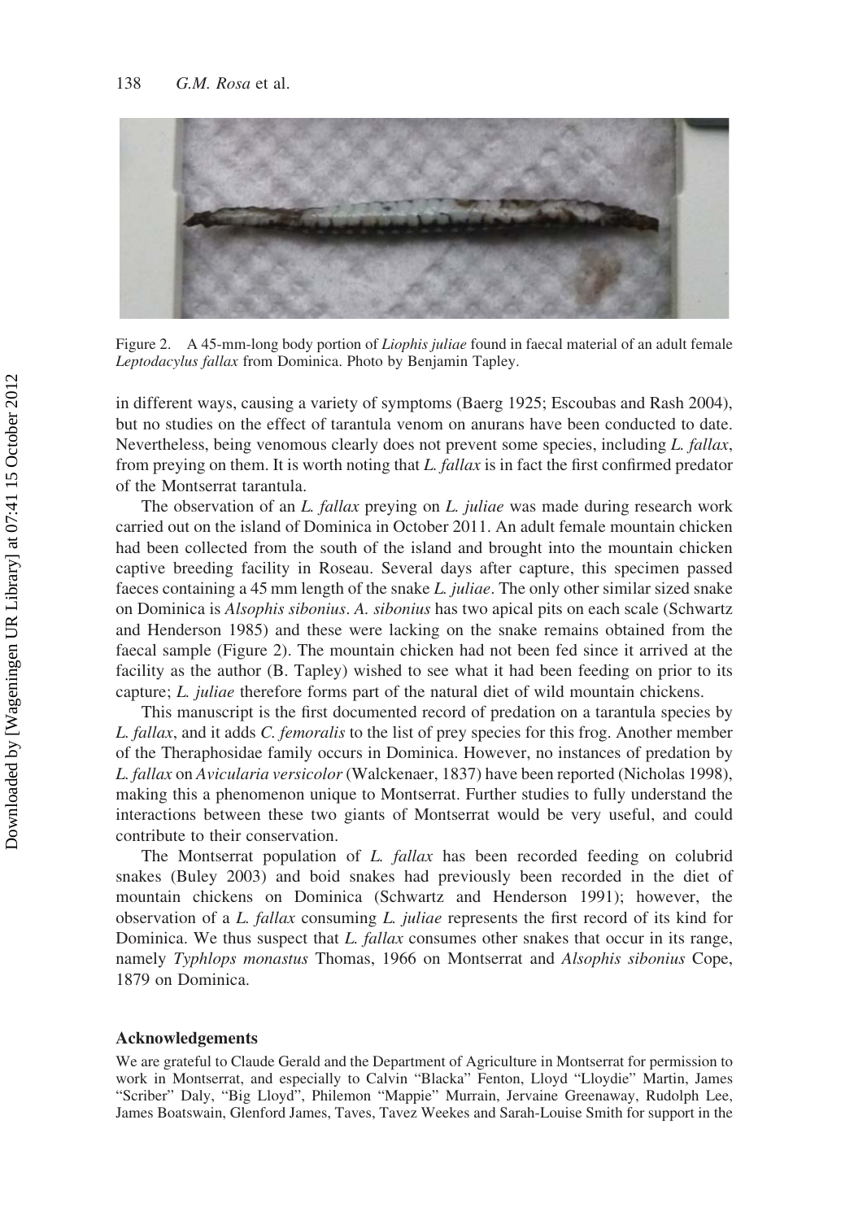Figure 2. A 45-mm-long body portion of *Liophis juliae* found in faecal material of an adult female *Leptodacylus fallax* from Dominica. Photo by Benjamin Tapley.

in different ways, causing a variety of symptoms (Baerg 1925; Escoubas and Rash 2004), but no studies on the effect of tarantula venom on anurans have been conducted to date. Nevertheless, being venomous clearly does not prevent some species, including *L. fallax*, from preying on them. It is worth noting that *L. fallax* is in fact the first confirmed predator of the Montserrat tarantula.

The observation of an *L. fallax* preying on *L. juliae* was made during research work carried out on the island of Dominica in October 2011. An adult female mountain chicken had been collected from the south of the island and brought into the mountain chicken captive breeding facility in Roseau. Several days after capture, this specimen passed faeces containing a 45 mm length of the snake *L. juliae*. The only other similar sized snake on Dominica is *Alsophis sibonius*. *A. sibonius* has two apical pits on each scale (Schwartz and Henderson 1985) and these were lacking on the snake remains obtained from the faecal sample (Figure 2). The mountain chicken had not been fed since it arrived at the facility as the author (B. Tapley) wished to see what it had been feeding on prior to its capture; *L. juliae* therefore forms part of the natural diet of wild mountain chickens.

This manuscript is the first documented record of predation on a tarantula species by *L. fallax*, and it adds *C. femoralis* to the list of prey species for this frog. Another member of the Theraphosidae family occurs in Dominica. However, no instances of predation by *L. fallax* on *Avicularia versicolor* (Walckenaer, 1837) have been reported (Nicholas 1998), making this a phenomenon unique to Montserrat. Further studies to fully understand the interactions between these two giants of Montserrat would be very useful, and could contribute to their conservation.

The Montserrat population of *L. fallax* has been recorded feeding on colubrid snakes (Buley 2003) and boid snakes had previously been recorded in the diet of mountain chickens on Dominica (Schwartz and Henderson 1991); however, the observation of a *L. fallax* consuming *L. juliae* represents the first record of its kind for Dominica. We thus suspect that *L. fallax* consumes other snakes that occur in its range, namely *Typhlops monastus* Thomas, 1966 on Montserrat and *Alsophis sibonius* Cope, 1879 on Dominica.

## Acknowledgements

We are grateful to Claude Gerald and the Department of Agriculture in Montserrat for permission to work in Montserrat, and especially to Calvin "Blacka" Fenton, Lloyd "Lloydie" Martin, James "Scriber" Daly, "Big Lloyd", Philemon "Mappie" Murrain, Jervaine Greenaway, Rudolph Lee, James Boatswain, Glenford James, Taves, Tavez Weekes and Sarah-Louise Smith for support in the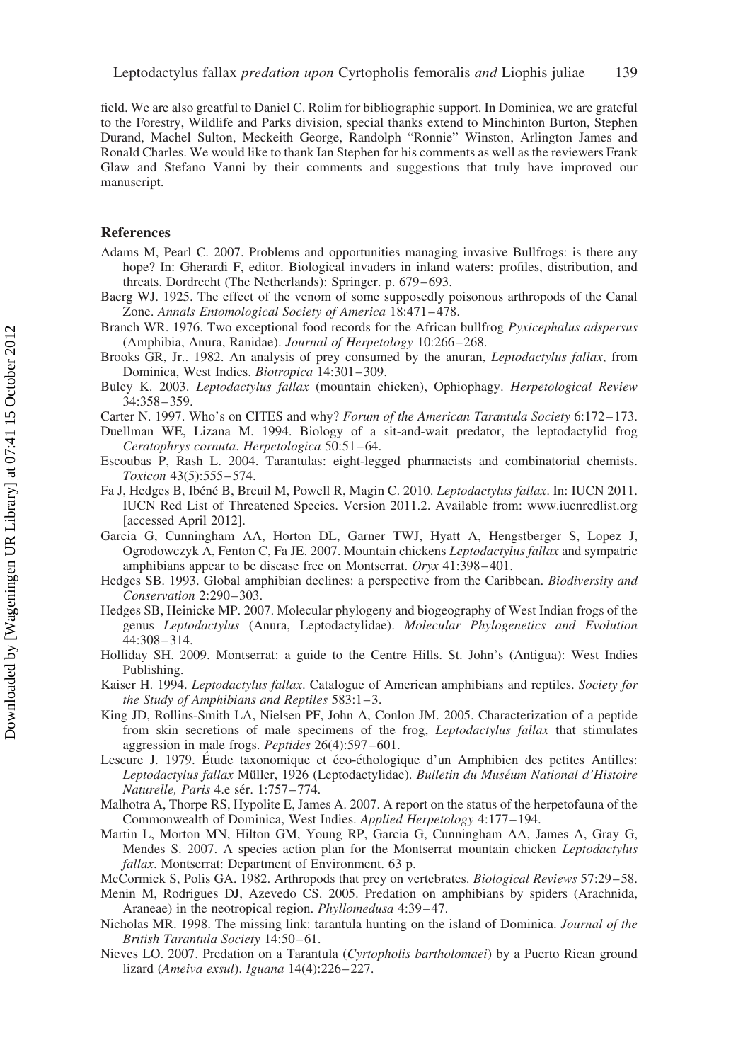field. We are also greatful to Daniel C. Rolim for bibliographic support. In Dominica, we are grateful to the Forestry, Wildlife and Parks division, special thanks extend to Minchinton Burton, Stephen Durand, Machel Sulton, Meckeith George, Randolph "Ronnie" Winston, Arlington James and Ronald Charles. We would like to thank Ian Stephen for his comments as well as the reviewers Frank Glaw and Stefano Vanni by their comments and suggestions that truly have improved our manuscript.

## References

Adams M, Pearl C. 2007. Problems and opportunities managing invasive Bullfrogs: is there any hope? In: Gherardi F, editor. Biological invaders in inland waters: profiles, distribution, and threats. Dordrecht (The Netherlands): Springer. p. 679–693.

Baerg WJ. 1925. The effect of the venom of some supposedly poisonous arthropods of the Canal Zone. *Annals Entomological Society of America* 18:471–478.

Branch WR. 1976. Two exceptional food records for the African bullfrog *Pyxicephalus adspersus* (Amphibia, Anura, Ranidae). *Journal of Herpetology* 10:266–268.

Brooks GR, Jr.. 1982. An analysis of prey consumed by the anuran, *Leptodactylus fallax*, from Dominica, West Indies. *Biotropica* 14:301–309.

Buley K. 2003. *Leptodactylus fallax* (mountain chicken), Ophiophagy. *Herpetological Review* 34:358–359.

Carter N. 1997. Who's on CITES and why? *Forum of the American Tarantula Society* 6:172–173.

Duellman WE, Lizana M. 1994. Biology of a sit-and-wait predator, the leptodactylid frog *Ceratophrys cornuta*. *Herpetologica* 50:51–64.

Escoubas P, Rash L. 2004. Tarantulas: eight-legged pharmacists and combinatorial chemists. *Toxicon* 43(5):555–574.

Fa J, Hedges B, Ibéné B, Breuil M, Powell R, Magin C. 2010. *Leptodactylus fallax*. In: IUCN 2011. IUCN Red List of Threatened Species. Version 2011.2. Available from: www.iucnredlist.org [accessed April 2012].

Garcia G, Cunningham AA, Horton DL, Garner TWJ, Hyatt A, Hengstberger S, Lopez J, Ogrodowczyk A, Fenton C, Fa JE. 2007. Mountain chickens *Leptodactylus fallax* and sympatric amphibians appear to be disease free on Montserrat. *Oryx* 41:398–401.

Hedges SB. 1993. Global amphibian declines: a perspective from the Caribbean. *Biodiversity and Conservation* 2:290–303.

Hedges SB, Heinicke MP. 2007. Molecular phylogeny and biogeography of West Indian frogs of the genus *Leptodactylus* (Anura, Leptodactylidae). *Molecular Phylogenetics and Evolution* 44:308–314.

Holliday SH. 2009. Montserrat: a guide to the Centre Hills. St. John's (Antigua): West Indies Publishing.

Kaiser H. 1994. *Leptodactylus fallax*. Catalogue of American amphibians and reptiles. *Society for the Study of Amphibians and Reptiles* 583:1–3.

King JD, Rollins-Smith LA, Nielsen PF, John A, Conlon JM. 2005. Characterization of a peptide from skin secretions of male specimens of the frog, *Leptodactylus fallax* that stimulates aggression in male frogs. *Peptides* 26(4):597–601.

Lescure J. 1979. Étude taxonomique et éco-éthologique d'un Amphibien des petites Antilles: *Leptodactylus fallax* Müller, 1926 (Leptodactylidae). *Bulletin du Muséum National d'Histoire Naturelle, Paris* 4.e sér. 1:757–774.

Malhotra A, Thorpe RS, Hypolite E, James A. 2007. A report on the status of the herpetofauna of the Commonwealth of Dominica, West Indies. *Applied Herpetology* 4:177–194.

Martin L, Morton MN, Hilton GM, Young RP, Garcia G, Cunningham AA, James A, Gray G, Mendes S. 2007. A species action plan for the Montserrat mountain chicken *Leptodactylus fallax*. Montserrat: Department of Environment. 63 p.

McCormick S, Polis GA. 1982. Arthropods that prey on vertebrates. *Biological Reviews* 57:29–58.

Menin M, Rodrigues DJ, Azevedo CS. 2005. Predation on amphibians by spiders (Arachnida, Araneae) in the neotropical region. *Phyllomedusa* 4:39–47.

Nicholas MR. 1998. The missing link: tarantula hunting on the island of Dominica. *Journal of the British Tarantula Society* 14:50–61.

Nieves LO. 2007. Predation on a Tarantula (*Cyrtopholis bartholomaei*) by a Puerto Rican ground lizard (*Ameiva exsul*). *Iguana* 14(4):226–227.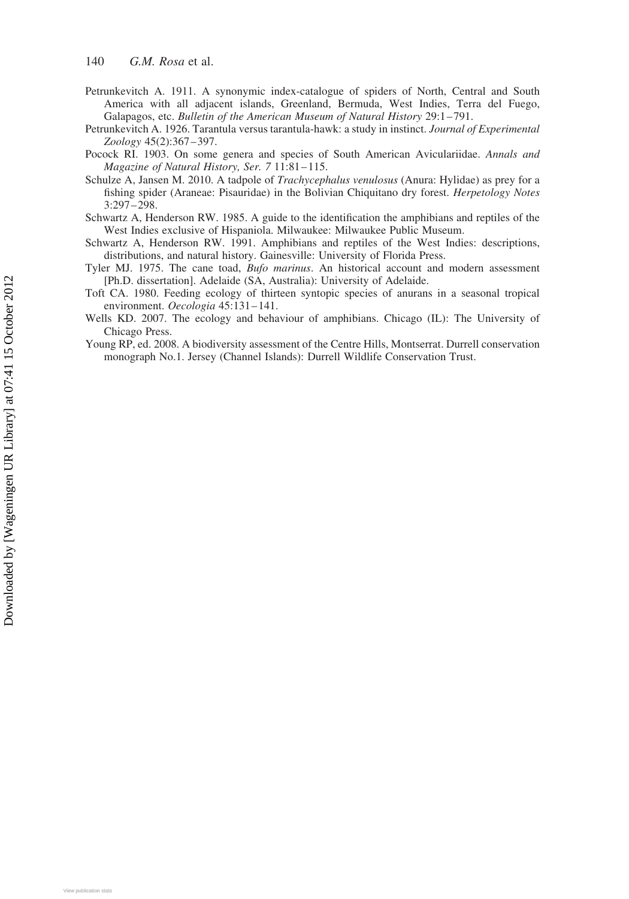Petrunkevitch A. 1911. A synonymic index-catalogue of spiders of North, Central and South America with all adjacent islands, Greenland, Bermuda, West Indies, Terra del Fuego, Galapagos, etc. *Bulletin of the American Museum of Natural History* 29:1–791.

Petrunkevitch A. 1926. Tarantula versus tarantula-hawk: a study in instinct. *Journal of Experimental Zoology* 45(2):367–397.

Pocock RI. 1903. On some genera and species of South American Aviculariidae. *Annals and Magazine of Natural History, Ser. 7* 11:81–115.

Schulze A, Jansen M. 2010. A tadpole of *Trachycephalus venulosus* (Anura: Hylidae) as prey for a fishing spider (Araneae: Pisauridae) in the Bolivian Chiquitano dry forest. *Herpetology Notes* 3:297–298.

Schwartz A, Henderson RW. 1985. A guide to the identification the amphibians and reptiles of the West Indies exclusive of Hispaniola. Milwaukee: Milwaukee Public Museum.

Schwartz A, Henderson RW. 1991. Amphibians and reptiles of the West Indies: descriptions, distributions, and natural history. Gainesville: University of Florida Press.

Tyler MJ. 1975. The cane toad, *Bufo marinus*. An historical account and modern assessment [Ph.D. dissertation]. Adelaide (SA, Australia): University of Adelaide.

Toft CA. 1980. Feeding ecology of thirteen syntopic species of anurans in a seasonal tropical environment. *Oecologia* 45:131–141.

Wells KD. 2007. The ecology and behaviour of amphibians. Chicago (IL): The University of Chicago Press.

Young RP, ed. 2008. A biodiversity assessment of the Centre Hills, Montserrat. Durrell conservation monograph No.1. Jersey (Channel Islands): Durrell Wildlife Conservation Trust.